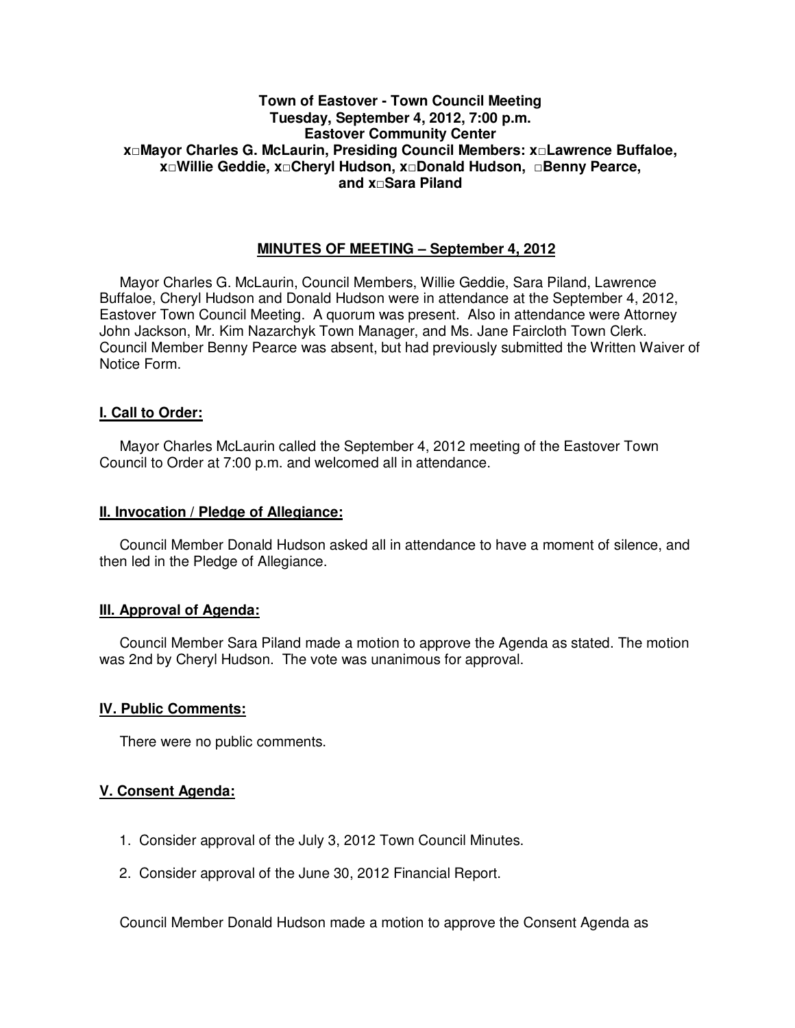**Town of Eastover - Town Council Meeting**
**Tuesday, September 4, 2012, 7:00 p.m.**
**Eastover Community Center**
**x□Mayor Charles G. McLaurin, Presiding Council Members: x□Lawrence Buffaloe, x□Willie Geddie, x□Cheryl Hudson, x□Donald Hudson, □Benny Pearce, and x□Sara Piland**

## MINUTES OF MEETING – September 4, 2012

Mayor Charles G. McLaurin, Council Members, Willie Geddie, Sara Piland, Lawrence Buffaloe, Cheryl Hudson and Donald Hudson were in attendance at the September 4, 2012, Eastover Town Council Meeting. A quorum was present. Also in attendance were Attorney John Jackson, Mr. Kim Nazarchyk Town Manager, and Ms. Jane Faircloth Town Clerk. Council Member Benny Pearce was absent, but had previously submitted the Written Waiver of Notice Form.

### I. Call to Order:

Mayor Charles McLaurin called the September 4, 2012 meeting of the Eastover Town Council to Order at 7:00 p.m. and welcomed all in attendance.

### II. Invocation / Pledge of Allegiance:

Council Member Donald Hudson asked all in attendance to have a moment of silence, and then led in the Pledge of Allegiance.

### III. Approval of Agenda:

Council Member Sara Piland made a motion to approve the Agenda as stated. The motion was 2nd by Cheryl Hudson. The vote was unanimous for approval.

### IV. Public Comments:

There were no public comments.

### V. Consent Agenda:

1. Consider approval of the July 3, 2012 Town Council Minutes.
2. Consider approval of the June 30, 2012 Financial Report.

Council Member Donald Hudson made a motion to approve the Consent Agenda as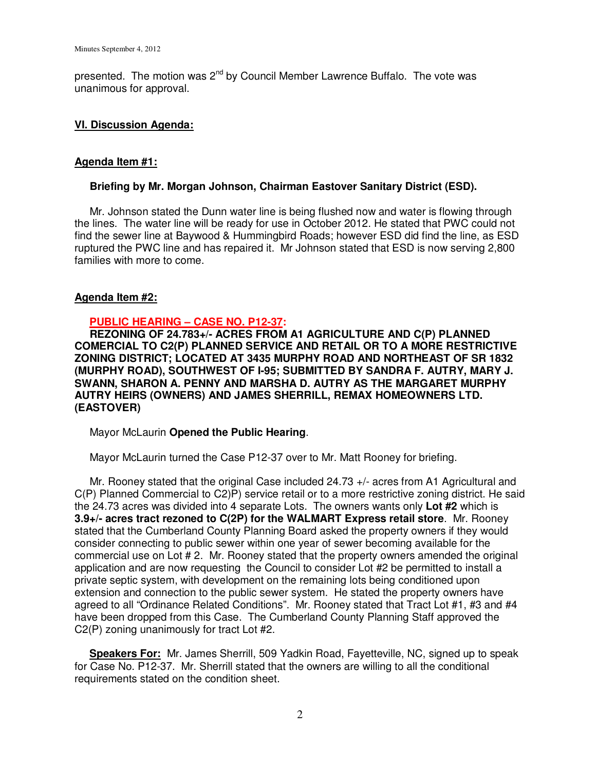presented. The motion was 2nd by Council Member Lawrence Buffalo. The vote was unanimous for approval.

## VI. Discussion Agenda:

### Agenda Item #1:

**Briefing by Mr. Morgan Johnson, Chairman Eastover Sanitary District (ESD).**

Mr. Johnson stated the Dunn water line is being flushed now and water is flowing through the lines. The water line will be ready for use in October 2012. He stated that PWC could not find the sewer line at Baywood & Hummingbird Roads; however ESD did find the line, as ESD ruptured the PWC line and has repaired it. Mr Johnson stated that ESD is now serving 2,800 families with more to come.

### Agenda Item #2:

**PUBLIC HEARING – CASE NO. P12-37:**
**REZONING OF 24.783+/- ACRES FROM A1 AGRICULTURE AND C(P) PLANNED COMERCIAL TO C2(P) PLANNED SERVICE AND RETAIL OR TO A MORE RESTRICTIVE ZONING DISTRICT; LOCATED AT 3435 MURPHY ROAD AND NORTHEAST OF SR 1832 (MURPHY ROAD), SOUTHWEST OF I-95; SUBMITTED BY SANDRA F. AUTRY, MARY J. SWANN, SHARON A. PENNY AND MARSHA D. AUTRY AS THE MARGARET MURPHY AUTRY HEIRS (OWNERS) AND JAMES SHERRILL, REMAX HOMEOWNERS LTD. (EASTOVER)**

Mayor McLaurin **Opened the Public Hearing**.

Mayor McLaurin turned the Case P12-37 over to Mr. Matt Rooney for briefing.

Mr. Rooney stated that the original Case included 24.73 +/- acres from A1 Agricultural and C(P) Planned Commercial to C2)P) service retail or to a more restrictive zoning district. He said the 24.73 acres was divided into 4 separate Lots. The owners wants only **Lot #2** which is **3.9+/- acres tract rezoned to C(2P) for the WALMART Express retail store**. Mr. Rooney stated that the Cumberland County Planning Board asked the property owners if they would consider connecting to public sewer within one year of sewer becoming available for the commercial use on Lot # 2. Mr. Rooney stated that the property owners amended the original application and are now requesting the Council to consider Lot #2 be permitted to install a private septic system, with development on the remaining lots being conditioned upon extension and connection to the public sewer system. He stated the property owners have agreed to all "Ordinance Related Conditions". Mr. Rooney stated that Tract Lot #1, #3 and #4 have been dropped from this Case. The Cumberland County Planning Staff approved the C2(P) zoning unanimously for tract Lot #2.

**Speakers For:** Mr. James Sherrill, 509 Yadkin Road, Fayetteville, NC, signed up to speak for Case No. P12-37. Mr. Sherrill stated that the owners are willing to all the conditional requirements stated on the condition sheet.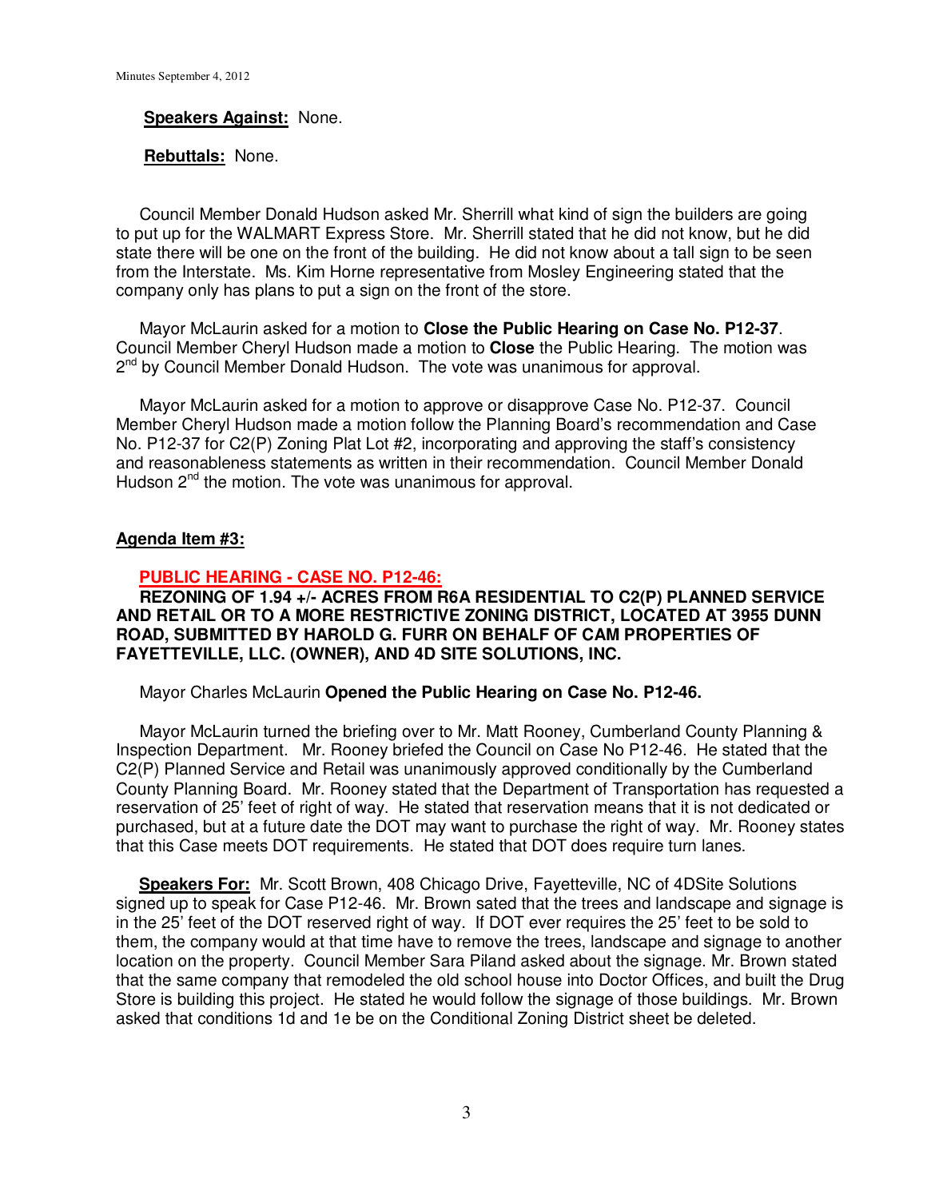**Speakers Against:** None.

**Rebuttals:** None.

Council Member Donald Hudson asked Mr. Sherrill what kind of sign the builders are going to put up for the WALMART Express Store. Mr. Sherrill stated that he did not know, but he did state there will be one on the front of the building. He did not know about a tall sign to be seen from the Interstate. Ms. Kim Horne representative from Mosley Engineering stated that the company only has plans to put a sign on the front of the store.

Mayor McLaurin asked for a motion to **Close the Public Hearing on Case No. P12-37**. Council Member Cheryl Hudson made a motion to **Close** the Public Hearing. The motion was 2nd by Council Member Donald Hudson. The vote was unanimous for approval.

Mayor McLaurin asked for a motion to approve or disapprove Case No. P12-37. Council Member Cheryl Hudson made a motion follow the Planning Board's recommendation and Case No. P12-37 for C2(P) Zoning Plat Lot #2, incorporating and approving the staff's consistency and reasonableness statements as written in their recommendation. Council Member Donald Hudson 2nd the motion. The vote was unanimous for approval.

**Agenda Item #3:**

**PUBLIC HEARING - CASE NO. P12-46:**

**REZONING OF 1.94 +/- ACRES FROM R6A RESIDENTIAL TO C2(P) PLANNED SERVICE AND RETAIL OR TO A MORE RESTRICTIVE ZONING DISTRICT, LOCATED AT 3955 DUNN ROAD, SUBMITTED BY HAROLD G. FURR ON BEHALF OF CAM PROPERTIES OF FAYETTEVILLE, LLC. (OWNER), AND 4D SITE SOLUTIONS, INC.**

Mayor Charles McLaurin **Opened the Public Hearing on Case No. P12-46.**

Mayor McLaurin turned the briefing over to Mr. Matt Rooney, Cumberland County Planning & Inspection Department. Mr. Rooney briefed the Council on Case No P12-46. He stated that the C2(P) Planned Service and Retail was unanimously approved conditionally by the Cumberland County Planning Board. Mr. Rooney stated that the Department of Transportation has requested a reservation of 25' feet of right of way. He stated that reservation means that it is not dedicated or purchased, but at a future date the DOT may want to purchase the right of way. Mr. Rooney states that this Case meets DOT requirements. He stated that DOT does require turn lanes.

**Speakers For:** Mr. Scott Brown, 408 Chicago Drive, Fayetteville, NC of 4DSite Solutions signed up to speak for Case P12-46. Mr. Brown sated that the trees and landscape and signage is in the 25' feet of the DOT reserved right of way. If DOT ever requires the 25' feet to be sold to them, the company would at that time have to remove the trees, landscape and signage to another location on the property. Council Member Sara Piland asked about the signage. Mr. Brown stated that the same company that remodeled the old school house into Doctor Offices, and built the Drug Store is building this project. He stated he would follow the signage of those buildings. Mr. Brown asked that conditions 1d and 1e be on the Conditional Zoning District sheet be deleted.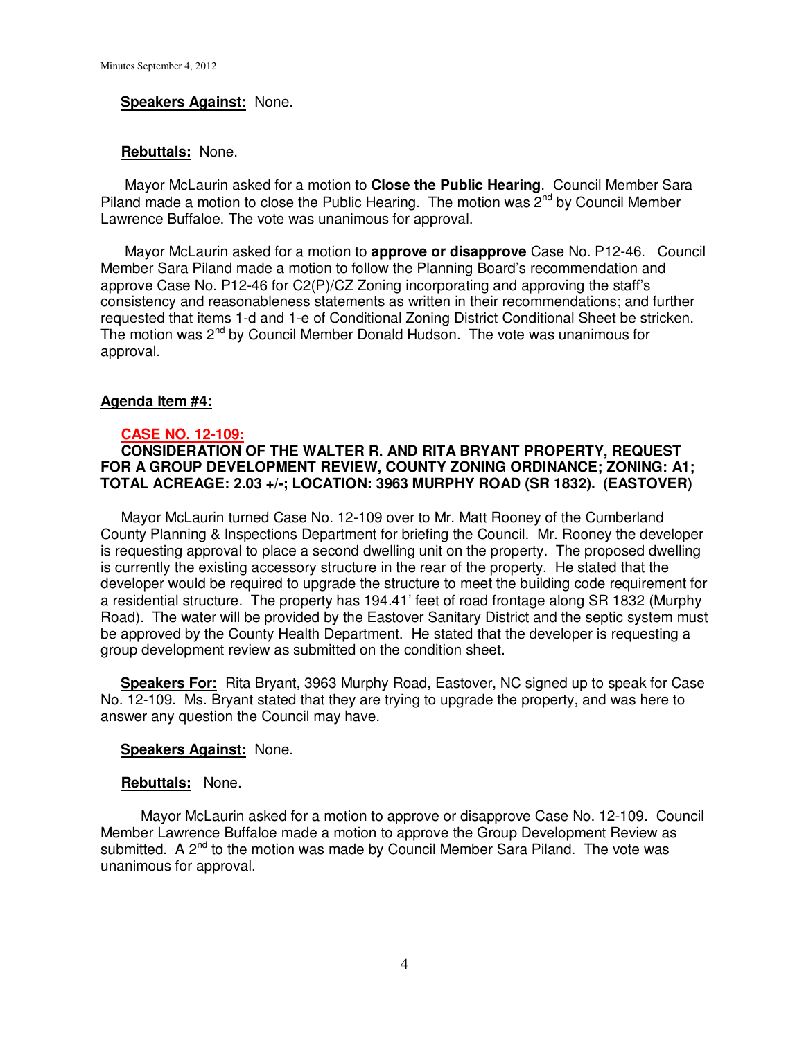**Speakers Against:** None.

**Rebuttals:** None.

Mayor McLaurin asked for a motion to **Close the Public Hearing**. Council Member Sara Piland made a motion to close the Public Hearing. The motion was 2nd by Council Member Lawrence Buffaloe. The vote was unanimous for approval.

Mayor McLaurin asked for a motion to **approve or disapprove** Case No. P12-46. Council Member Sara Piland made a motion to follow the Planning Board's recommendation and approve Case No. P12-46 for C2(P)/CZ Zoning incorporating and approving the staff's consistency and reasonableness statements as written in their recommendations; and further requested that items 1-d and 1-e of Conditional Zoning District Conditional Sheet be stricken. The motion was 2nd by Council Member Donald Hudson. The vote was unanimous for approval.

## Agenda Item #4:

### CASE NO. 12-109:

**CONSIDERATION OF THE WALTER R. AND RITA BRYANT PROPERTY, REQUEST FOR A GROUP DEVELOPMENT REVIEW, COUNTY ZONING ORDINANCE; ZONING: A1; TOTAL ACREAGE: 2.03 +/-; LOCATION: 3963 MURPHY ROAD (SR 1832). (EASTOVER)**

Mayor McLaurin turned Case No. 12-109 over to Mr. Matt Rooney of the Cumberland County Planning & Inspections Department for briefing the Council. Mr. Rooney the developer is requesting approval to place a second dwelling unit on the property. The proposed dwelling is currently the existing accessory structure in the rear of the property. He stated that the developer would be required to upgrade the structure to meet the building code requirement for a residential structure. The property has 194.41' feet of road frontage along SR 1832 (Murphy Road). The water will be provided by the Eastover Sanitary District and the septic system must be approved by the County Health Department. He stated that the developer is requesting a group development review as submitted on the condition sheet.

**Speakers For:** Rita Bryant, 3963 Murphy Road, Eastover, NC signed up to speak for Case No. 12-109. Ms. Bryant stated that they are trying to upgrade the property, and was here to answer any question the Council may have.

**Speakers Against:** None.

**Rebuttals:** None.

Mayor McLaurin asked for a motion to approve or disapprove Case No. 12-109. Council Member Lawrence Buffaloe made a motion to approve the Group Development Review as submitted. A 2nd to the motion was made by Council Member Sara Piland. The vote was unanimous for approval.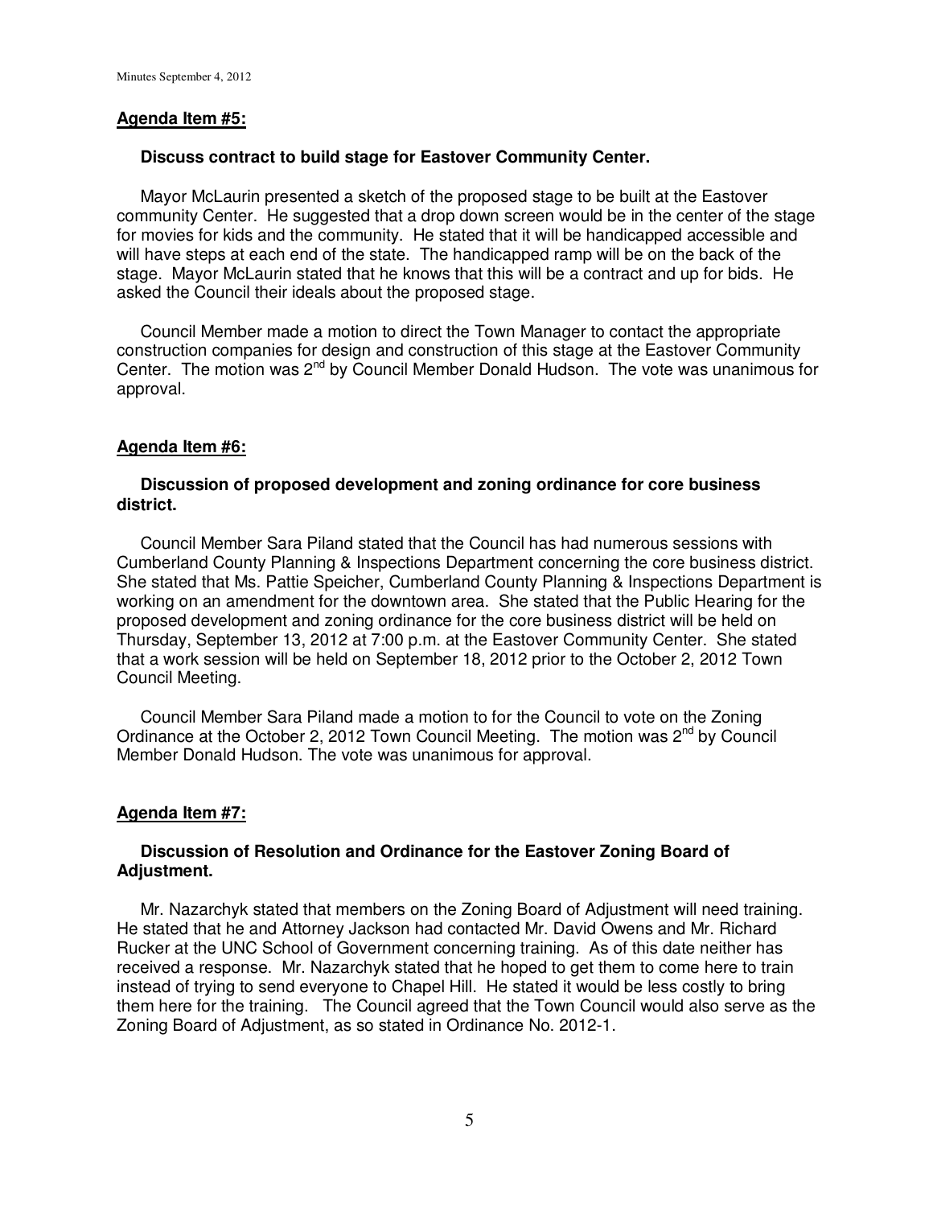**Agenda Item #5:**

**Discuss contract to build stage for Eastover Community Center.**

Mayor McLaurin presented a sketch of the proposed stage to be built at the Eastover community Center. He suggested that a drop down screen would be in the center of the stage for movies for kids and the community. He stated that it will be handicapped accessible and will have steps at each end of the state. The handicapped ramp will be on the back of the stage. Mayor McLaurin stated that he knows that this will be a contract and up for bids. He asked the Council their ideals about the proposed stage.

Council Member made a motion to direct the Town Manager to contact the appropriate construction companies for design and construction of this stage at the Eastover Community Center. The motion was 2nd by Council Member Donald Hudson. The vote was unanimous for approval.

**Agenda Item #6:**

**Discussion of proposed development and zoning ordinance for core business district.**

Council Member Sara Piland stated that the Council has had numerous sessions with Cumberland County Planning & Inspections Department concerning the core business district. She stated that Ms. Pattie Speicher, Cumberland County Planning & Inspections Department is working on an amendment for the downtown area. She stated that the Public Hearing for the proposed development and zoning ordinance for the core business district will be held on Thursday, September 13, 2012 at 7:00 p.m. at the Eastover Community Center. She stated that a work session will be held on September 18, 2012 prior to the October 2, 2012 Town Council Meeting.

Council Member Sara Piland made a motion to for the Council to vote on the Zoning Ordinance at the October 2, 2012 Town Council Meeting. The motion was 2nd by Council Member Donald Hudson. The vote was unanimous for approval.

**Agenda Item #7:**

**Discussion of Resolution and Ordinance for the Eastover Zoning Board of Adjustment.**

Mr. Nazarchyk stated that members on the Zoning Board of Adjustment will need training. He stated that he and Attorney Jackson had contacted Mr. David Owens and Mr. Richard Rucker at the UNC School of Government concerning training. As of this date neither has received a response. Mr. Nazarchyk stated that he hoped to get them to come here to train instead of trying to send everyone to Chapel Hill. He stated it would be less costly to bring them here for the training. The Council agreed that the Town Council would also serve as the Zoning Board of Adjustment, as so stated in Ordinance No. 2012-1.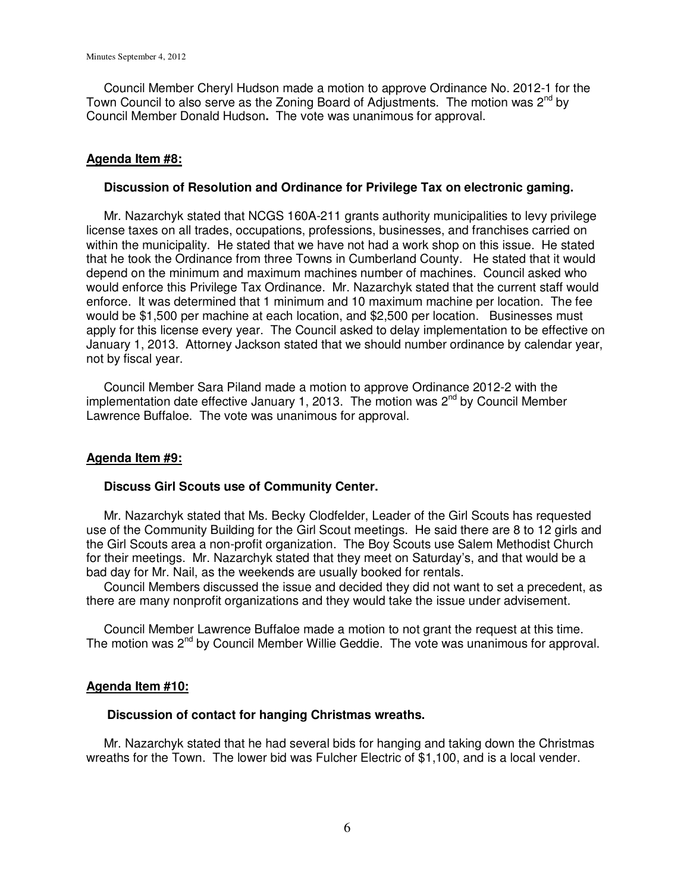Council Member Cheryl Hudson made a motion to approve Ordinance No. 2012-1 for the Town Council to also serve as the Zoning Board of Adjustments. The motion was 2nd by Council Member Donald Hudson**.** The vote was unanimous for approval.

**Agenda Item #8:**

**Discussion of Resolution and Ordinance for Privilege Tax on electronic gaming.**

Mr. Nazarchyk stated that NCGS 160A-211 grants authority municipalities to levy privilege license taxes on all trades, occupations, professions, businesses, and franchises carried on within the municipality. He stated that we have not had a work shop on this issue. He stated that he took the Ordinance from three Towns in Cumberland County. He stated that it would depend on the minimum and maximum machines number of machines. Council asked who would enforce this Privilege Tax Ordinance. Mr. Nazarchyk stated that the current staff would enforce. It was determined that 1 minimum and 10 maximum machine per location. The fee would be $1,500 per machine at each location, and $2,500 per location. Businesses must apply for this license every year. The Council asked to delay implementation to be effective on January 1, 2013. Attorney Jackson stated that we should number ordinance by calendar year, not by fiscal year.

Council Member Sara Piland made a motion to approve Ordinance 2012-2 with the implementation date effective January 1, 2013. The motion was 2nd by Council Member Lawrence Buffaloe. The vote was unanimous for approval.

**Agenda Item #9:**

**Discuss Girl Scouts use of Community Center.**

Mr. Nazarchyk stated that Ms. Becky Clodfelder, Leader of the Girl Scouts has requested use of the Community Building for the Girl Scout meetings. He said there are 8 to 12 girls and the Girl Scouts area a non-profit organization. The Boy Scouts use Salem Methodist Church for their meetings. Mr. Nazarchyk stated that they meet on Saturday's, and that would be a bad day for Mr. Nail, as the weekends are usually booked for rentals.

Council Members discussed the issue and decided they did not want to set a precedent, as there are many nonprofit organizations and they would take the issue under advisement.

Council Member Lawrence Buffaloe made a motion to not grant the request at this time. The motion was 2nd by Council Member Willie Geddie. The vote was unanimous for approval.

**Agenda Item #10:**

**Discussion of contact for hanging Christmas wreaths.**

Mr. Nazarchyk stated that he had several bids for hanging and taking down the Christmas wreaths for the Town. The lower bid was Fulcher Electric of $1,100, and is a local vender.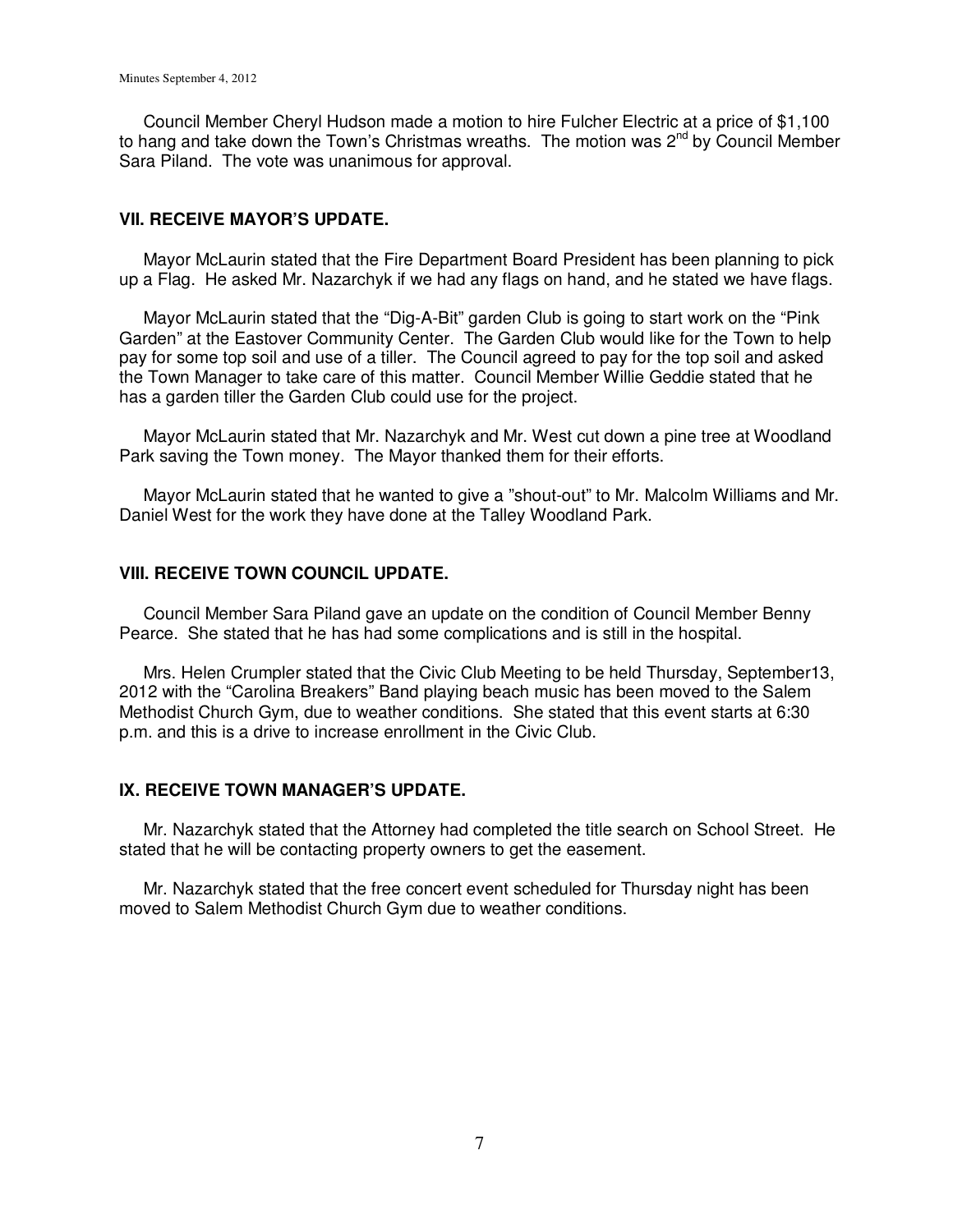Council Member Cheryl Hudson made a motion to hire Fulcher Electric at a price of $1,100 to hang and take down the Town's Christmas wreaths. The motion was 2nd by Council Member Sara Piland. The vote was unanimous for approval.

## VII. RECEIVE MAYOR'S UPDATE.

Mayor McLaurin stated that the Fire Department Board President has been planning to pick up a Flag. He asked Mr. Nazarchyk if we had any flags on hand, and he stated we have flags.

Mayor McLaurin stated that the "Dig-A-Bit" garden Club is going to start work on the "Pink Garden" at the Eastover Community Center. The Garden Club would like for the Town to help pay for some top soil and use of a tiller. The Council agreed to pay for the top soil and asked the Town Manager to take care of this matter. Council Member Willie Geddie stated that he has a garden tiller the Garden Club could use for the project.

Mayor McLaurin stated that Mr. Nazarchyk and Mr. West cut down a pine tree at Woodland Park saving the Town money. The Mayor thanked them for their efforts.

Mayor McLaurin stated that he wanted to give a "shout-out" to Mr. Malcolm Williams and Mr. Daniel West for the work they have done at the Talley Woodland Park.

## VIII. RECEIVE TOWN COUNCIL UPDATE.

Council Member Sara Piland gave an update on the condition of Council Member Benny Pearce. She stated that he has had some complications and is still in the hospital.

Mrs. Helen Crumpler stated that the Civic Club Meeting to be held Thursday, September13, 2012 with the "Carolina Breakers" Band playing beach music has been moved to the Salem Methodist Church Gym, due to weather conditions. She stated that this event starts at 6:30 p.m. and this is a drive to increase enrollment in the Civic Club.

## IX. RECEIVE TOWN MANAGER'S UPDATE.

Mr. Nazarchyk stated that the Attorney had completed the title search on School Street. He stated that he will be contacting property owners to get the easement.

Mr. Nazarchyk stated that the free concert event scheduled for Thursday night has been moved to Salem Methodist Church Gym due to weather conditions.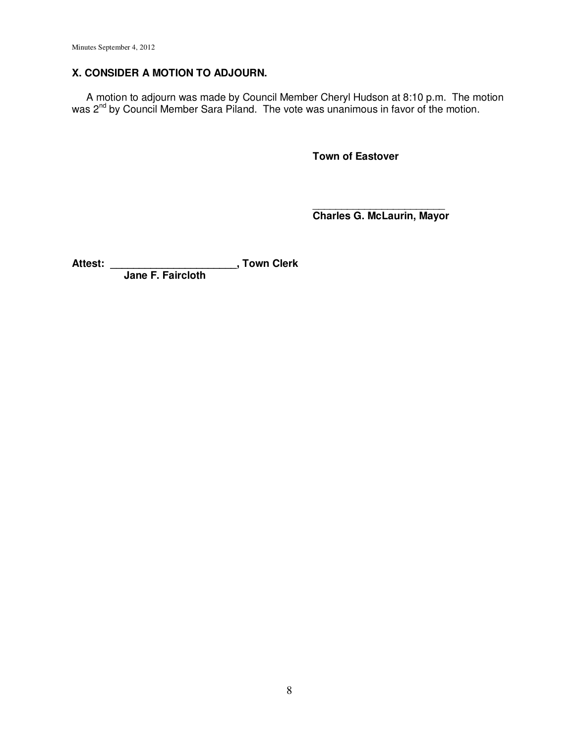### X. CONSIDER A MOTION TO ADJOURN.

A motion to adjourn was made by Council Member Cheryl Hudson at 8:10 p.m. The motion was 2nd by Council Member Sara Piland. The vote was unanimous in favor of the motion.

**Town of Eastover**

________________________
**Charles G. McLaurin, Mayor**

**Attest: ______________________, Town Clerk**
**Jane F. Faircloth**